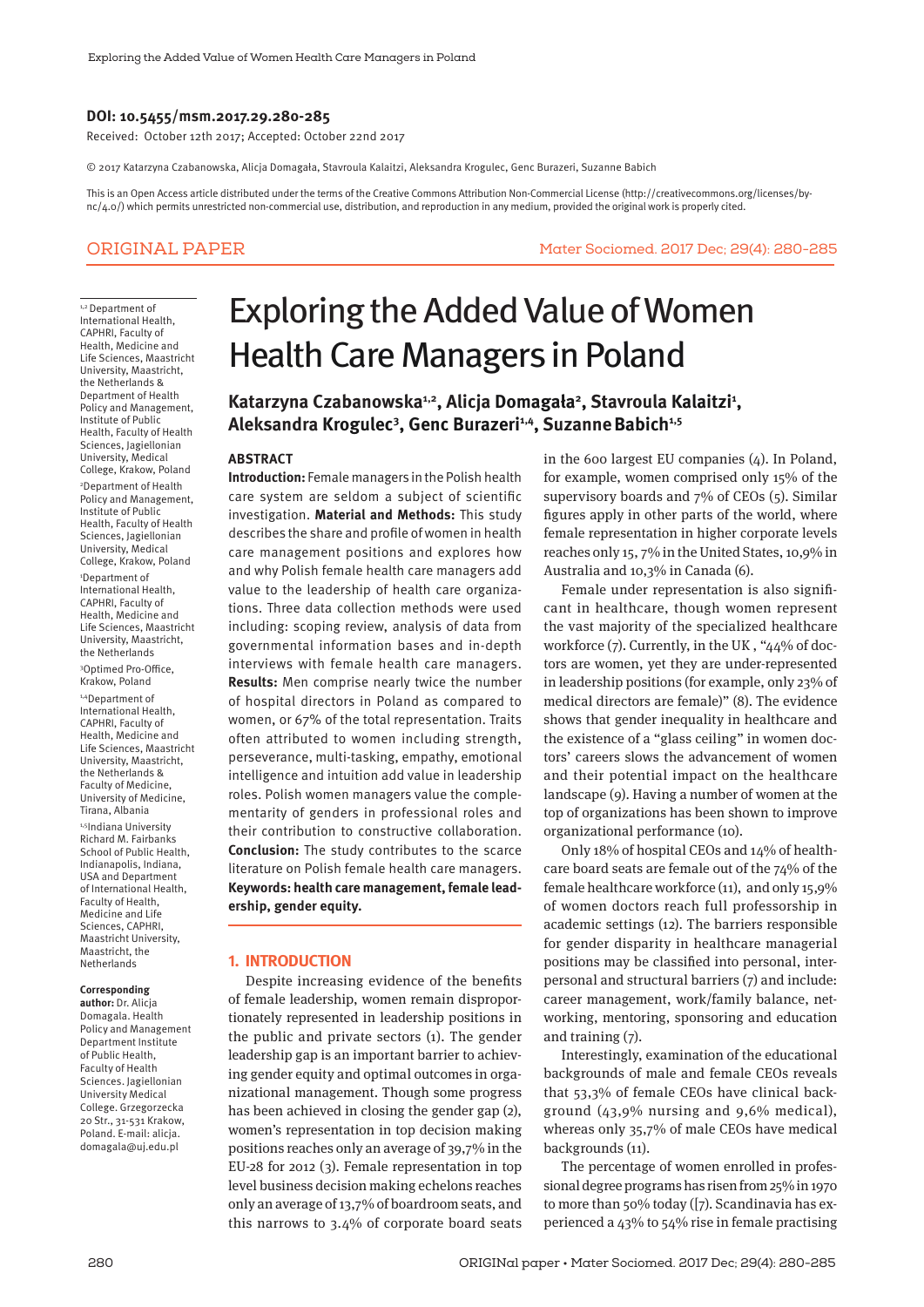**DOI: 10.5455/msm.2017.29.280-285**

Received: October 12th 2017; Accepted: October 22nd 2017

© 2017 Katarzyna Czabanowska, Alicja Domagała, Stavroula Kalaitzi, Aleksandra Krogulec, Genc Burazeri, Suzanne Babich

This is an Open Access article distributed under the terms of the Creative Commons Attribution Non-Commercial License (http://creativecommons.org/licenses/by-nc/4.0/) which permits unrestricted non-commercial use, distribution, and reproduction in any medium, provided the original work is properly cited.

ORIGINAL PAPER

# Exploring the Added Value of Women Health Care Managers in Poland

**Katarzyna Czabanowska[1,2], Alicja Domagała[2], Stavroula Kalaitzi[1], Aleksandra Krogulec[3], Genc Burazeri[1,4], Suzanne Babich[1,5]**

[1,2] Department of International Health, CAPHRI, Faculty of Health, Medicine and Life Sciences, Maastricht University, Maastricht, the Netherlands & Department of Health Policy and Management, Institute of Public Health, Faculty of Health Sciences, Jagiellonian University, Medical College, Krakow, Poland

[2] Department of Health Policy and Management, Institute of Public Health, Faculty of Health Sciences, Jagiellonian University, Medical College, Krakow, Poland

[1] Department of International Health, CAPHRI, Faculty of Health, Medicine and Life Sciences, Maastricht University, Maastricht, the Netherlands

[3] Optimed Pro-Office, Krakow, Poland

[1,4] Department of International Health, CAPHRI, Faculty of Health, Medicine and Life Sciences, Maastricht University, Maastricht, the Netherlands & Faculty of Medicine, University of Medicine, Tirana, Albania

[1,5] Indiana University Richard M. Fairbanks School of Public Health, Indianapolis, Indiana, USA and Department of International Health, Faculty of Health, Medicine and Life Sciences, CAPHRI, Maastricht University, Maastricht, the Netherlands

**Corresponding author:** Dr. Alicja Domagala. Health Policy and Management Department Institute of Public Health, Faculty of Health Sciences. Jagiellonian University Medical College. Grzegorzecka 20 Str., 31-531 Krakow, Poland. E-mail: alicja.domagala@uj.edu.pl

## ABSTRACT

**Introduction:** Female managers in the Polish health care system are seldom a subject of scientific investigation. **Material and Methods:** This study describes the share and profile of women in health care management positions and explores how and why Polish female health care managers add value to the leadership of health care organizations. Three data collection methods were used including: scoping review, analysis of data from governmental information bases and in-depth interviews with female health care managers. **Results:** Men comprise nearly twice the number of hospital directors in Poland as compared to women, or 67% of the total representation. Traits often attributed to women including strength, perseverance, multi-tasking, empathy, emotional intelligence and intuition add value in leadership roles. Polish women managers value the complementarity of genders in professional roles and their contribution to constructive collaboration. **Conclusion:** The study contributes to the scarce literature on Polish female health care managers. **Keywords: health care management, female leadership, gender equity.**

## 1. INTRODUCTION

Despite increasing evidence of the benefits of female leadership, women remain disproportionately represented in leadership positions in the public and private sectors (1). The gender leadership gap is an important barrier to achieving gender equity and optimal outcomes in organizational management. Though some progress has been achieved in closing the gender gap (2), women's representation in top decision making positions reaches only an average of 39,7% in the EU-28 for 2012 (3). Female representation in top level business decision making echelons reaches only an average of 13,7% of boardroom seats, and this narrows to 3.4% of corporate board seats in the 600 largest EU companies (4). In Poland, for example, women comprised only 15% of the supervisory boards and 7% of CEOs (5). Similar figures apply in other parts of the world, where female representation in higher corporate levels reaches only 15, 7% in the United States, 10,9% in Australia and 10,3% in Canada (6).

Female under representation is also significant in healthcare, though women represent the vast majority of the specialized healthcare workforce (7). Currently, in the UK , "44% of doctors are women, yet they are under-represented in leadership positions (for example, only 23% of medical directors are female)" (8). The evidence shows that gender inequality in healthcare and the existence of a "glass ceiling" in women doctors' careers slows the advancement of women and their potential impact on the healthcare landscape (9). Having a number of women at the top of organizations has been shown to improve organizational performance (10).

Only 18% of hospital CEOs and 14% of healthcare board seats are female out of the 74% of the female healthcare workforce (11), and only 15,9% of women doctors reach full professorship in academic settings (12). The barriers responsible for gender disparity in healthcare managerial positions may be classified into personal, interpersonal and structural barriers (7) and include: career management, work/family balance, networking, mentoring, sponsoring and education and training (7).

Interestingly, examination of the educational backgrounds of male and female CEOs reveals that 53,3% of female CEOs have clinical background (43,9% nursing and 9,6% medical), whereas only 35,7% of male CEOs have medical backgrounds (11).

The percentage of women enrolled in professional degree programs has risen from 25% in 1970 to more than 50% today ([7). Scandinavia has experienced a 43% to 54% rise in female practising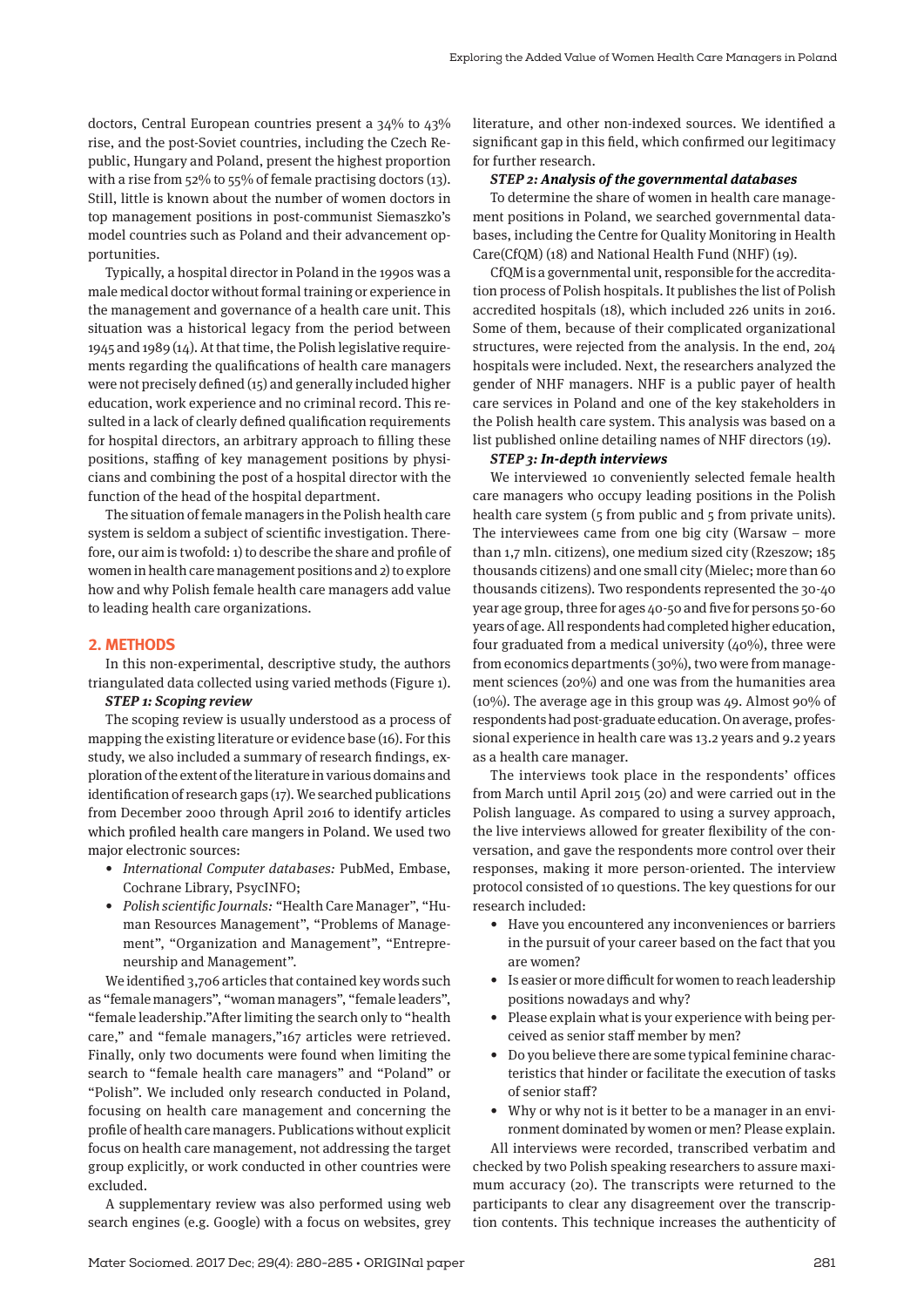doctors, Central European countries present a 34% to 43% rise, and the post-Soviet countries, including the Czech Republic, Hungary and Poland, present the highest proportion with a rise from 52% to 55% of female practising doctors (13). Still, little is known about the number of women doctors in top management positions in post-communist Siemaszko's model countries such as Poland and their advancement opportunities.

Typically, a hospital director in Poland in the 1990s was a male medical doctor without formal training or experience in the management and governance of a health care unit. This situation was a historical legacy from the period between 1945 and 1989 (14). At that time, the Polish legislative requirements regarding the qualifications of health care managers were not precisely defined (15) and generally included higher education, work experience and no criminal record. This resulted in a lack of clearly defined qualification requirements for hospital directors, an arbitrary approach to filling these positions, staffing of key management positions by physicians and combining the post of a hospital director with the function of the head of the hospital department.

The situation of female managers in the Polish health care system is seldom a subject of scientific investigation. Therefore, our aim is twofold: 1) to describe the share and profile of women in health care management positions and 2) to explore how and why Polish female health care managers add value to leading health care organizations.

## 2. METHODS

In this non-experimental, descriptive study, the authors triangulated data collected using varied methods (Figure 1).

***STEP 1: Scoping review***

The scoping review is usually understood as a process of mapping the existing literature or evidence base (16). For this study, we also included a summary of research findings, exploration of the extent of the literature in various domains and identification of research gaps (17). We searched publications from December 2000 through April 2016 to identify articles which profiled health care mangers in Poland. We used two major electronic sources:

- *International Computer databases:* PubMed, Embase, Cochrane Library, PsycINFO;
- *Polish scientific Journals:* "Health Care Manager", "Human Resources Management", "Problems of Management", "Organization and Management", "Entrepreneurship and Management".

We identified 3,706 articles that contained key words such as "female managers", "woman managers", "female leaders", "female leadership."After limiting the search only to "health care," and "female managers,"167 articles were retrieved. Finally, only two documents were found when limiting the search to "female health care managers" and "Poland" or "Polish". We included only research conducted in Poland, focusing on health care management and concerning the profile of health care managers. Publications without explicit focus on health care management, not addressing the target group explicitly, or work conducted in other countries were excluded.

A supplementary review was also performed using web search engines (e.g. Google) with a focus on websites, grey literature, and other non-indexed sources. We identified a significant gap in this field, which confirmed our legitimacy for further research.

***STEP 2: Analysis of the governmental databases***

To determine the share of women in health care management positions in Poland, we searched governmental databases, including the Centre for Quality Monitoring in Health Care(CfQM) (18) and National Health Fund (NHF) (19).

CfQM is a governmental unit, responsible for the accreditation process of Polish hospitals. It publishes the list of Polish accredited hospitals (18), which included 226 units in 2016. Some of them, because of their complicated organizational structures, were rejected from the analysis. In the end, 204 hospitals were included. Next, the researchers analyzed the gender of NHF managers. NHF is a public payer of health care services in Poland and one of the key stakeholders in the Polish health care system. This analysis was based on a list published online detailing names of NHF directors (19).

***STEP 3: In-depth interviews***

We interviewed 10 conveniently selected female health care managers who occupy leading positions in the Polish health care system (5 from public and 5 from private units). The interviewees came from one big city (Warsaw – more than 1,7 mln. citizens), one medium sized city (Rzeszow; 185 thousands citizens) and one small city (Mielec; more than 60 thousands citizens). Two respondents represented the 30-40 year age group, three for ages 40-50 and five for persons 50-60 years of age. All respondents had completed higher education, four graduated from a medical university (40%), three were from economics departments (30%), two were from management sciences (20%) and one was from the humanities area (10%). The average age in this group was 49. Almost 90% of respondents had post-graduate education. On average, professional experience in health care was 13.2 years and 9.2 years as a health care manager.

The interviews took place in the respondents' offices from March until April 2015 (20) and were carried out in the Polish language. As compared to using a survey approach, the live interviews allowed for greater flexibility of the conversation, and gave the respondents more control over their responses, making it more person-oriented. The interview protocol consisted of 10 questions. The key questions for our research included:

- Have you encountered any inconveniences or barriers in the pursuit of your career based on the fact that you are women?
- Is easier or more difficult for women to reach leadership positions nowadays and why?
- Please explain what is your experience with being perceived as senior staff member by men?
- Do you believe there are some typical feminine characteristics that hinder or facilitate the execution of tasks of senior staff?
- Why or why not is it better to be a manager in an environment dominated by women or men? Please explain.

All interviews were recorded, transcribed verbatim and checked by two Polish speaking researchers to assure maximum accuracy (20). The transcripts were returned to the participants to clear any disagreement over the transcription contents. This technique increases the authenticity of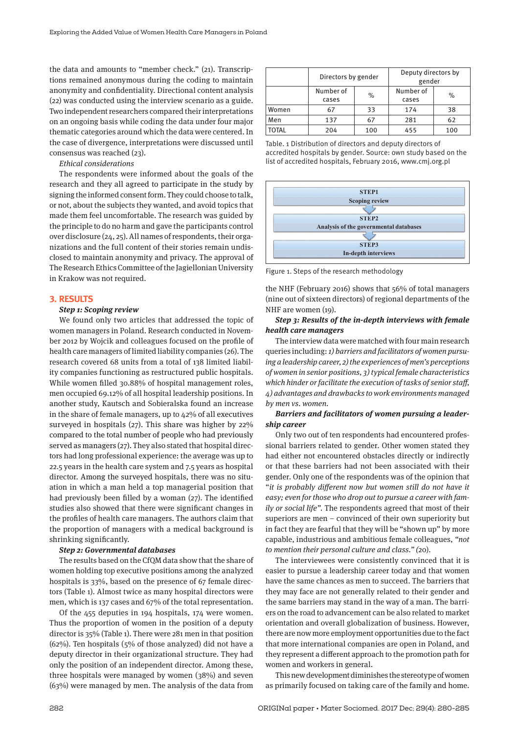the data and amounts to "member check." (21). Transcriptions remained anonymous during the coding to maintain anonymity and confidentiality. Directional content analysis (22) was conducted using the interview scenario as a guide. Two independent researchers compared their interpretations on an ongoing basis while coding the data under four major thematic categories around which the data were centered. In the case of divergence, interpretations were discussed until consensus was reached (23).

*Ethical considerations*

The respondents were informed about the goals of the research and they all agreed to participate in the study by signing the informed consent form. They could choose to talk, or not, about the subjects they wanted, and avoid topics that made them feel uncomfortable. The research was guided by the principle to do no harm and gave the participants control over disclosure (24, 25). All names of respondents, their organizations and the full content of their stories remain undisclosed to maintain anonymity and privacy. The approval of The Research Ethics Committee of the Jagiellonian University in Krakow was not required.

## 3. RESULTS

***Step 1: Scoping review***

We found only two articles that addressed the topic of women managers in Poland. Research conducted in November 2012 by Wojcik and colleagues focused on the profile of health care managers of limited liability companies (26). The research covered 68 units from a total of 138 limited liability companies functioning as restructured public hospitals. While women filled 30.88% of hospital management roles, men occupied 69.12% of all hospital leadership positions. In another study, Kautsch and Sobieralska found an increase in the share of female managers, up to 42% of all executives surveyed in hospitals (27). This share was higher by 22% compared to the total number of people who had previously served as managers (27). They also stated that hospital directors had long professional experience: the average was up to 22.5 years in the health care system and 7.5 years as hospital director. Among the surveyed hospitals, there was no situation in which a man held a top managerial position that had previously been filled by a woman (27). The identified studies also showed that there were significant changes in the profiles of health care managers. The authors claim that the proportion of managers with a medical background is shrinking significantly.

***Step 2: Governmental databases***

The results based on the CfQM data show that the share of women holding top executive positions among the analyzed hospitals is 33%, based on the presence of 67 female directors (Table 1). Almost twice as many hospital directors were men, which is 137 cases and 67% of the total representation.

Of the 455 deputies in 194 hospitals, 174 were women. Thus the proportion of women in the position of a deputy director is 35% (Table 1). There were 281 men in that position (62%). Ten hospitals (5% of those analyzed) did not have a deputy director in their organizational structure. They had only the position of an independent director. Among these, three hospitals were managed by women (38%) and seven (63%) were managed by men. The analysis of the data from

| | Directors by gender | | Deputy directors by gender | |
|---|---|---|---|---|
| | Number of cases | % | Number of cases | % |
| Women | 67 | 33 | 174 | 38 |
| Men | 137 | 67 | 281 | 62 |
| TOTAL | 204 | 100 | 455 | 100 |

Table. 1 Distribution of directors and deputy directors of accredited hospitals by gender. Source: own study based on the list of accredited hospitals, February 2016, www.cmj.org.pl

| |
|---|
| **STEP1** Scoping review |
| **STEP2** Analysis of the governmental databases |
| **STEP3** In-depth interviews |

Figure 1. Steps of the research methodology

the NHF (February 2016) shows that 56% of total managers (nine out of sixteen directors) of regional departments of the NHF are women (19).

***Step 3: Results of the in-depth interviews with female health care managers***

The interview data were matched with four main research queries including: *1) barriers and facilitators of women pursuing a leadership career, 2) the experiences of men's perceptions of women in senior positions, 3) typical female characteristics which hinder or facilitate the execution of tasks of senior staff, 4) advantages and drawbacks to work environments managed by men vs. women.*

***Barriers and facilitators of women pursuing a leadership career***

Only two out of ten respondents had encountered professional barriers related to gender. Other women stated they had either not encountered obstacles directly or indirectly or that these barriers had not been associated with their gender. Only one of the respondents was of the opinion that "*it is probably different now but women still do not have it easy; even for those who drop out to pursue a career with family or social life*". The respondents agreed that most of their superiors are men – convinced of their own superiority but in fact they are fearful that they will be "shown up" by more capable, industrious and ambitious female colleagues, *"not to mention their personal culture and class."* (20).

The interviewees were consistently convinced that it is easier to pursue a leadership career today and that women have the same chances as men to succeed. The barriers that they may face are not generally related to their gender and the same barriers may stand in the way of a man. The barriers on the road to advancement can be also related to market orientation and overall globalization of business. However, there are now more employment opportunities due to the fact that more international companies are open in Poland, and they represent a different approach to the promotion path for women and workers in general.

This new development diminishes the stereotype of women as primarily focused on taking care of the family and home.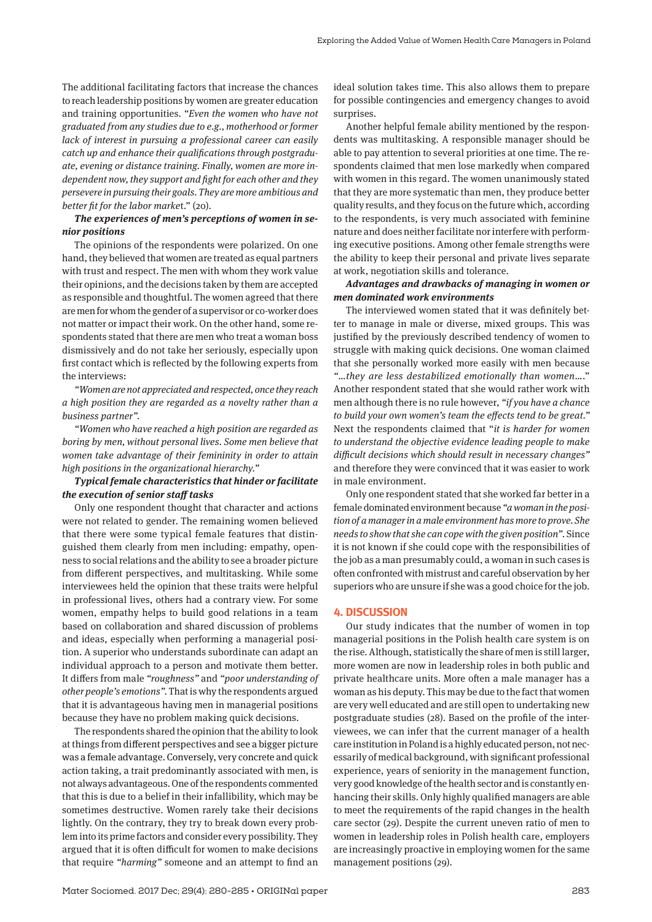The additional facilitating factors that increase the chances to reach leadership positions by women are greater education and training opportunities. "*Even the women who have not graduated from any studies due to e.g., motherhood or former lack of interest in pursuing a professional career can easily catch up and enhance their qualifications through postgraduate, evening or distance training. Finally, women are more independent now, they support and fight for each other and they persevere in pursuing their goals. They are more ambitious and better fit for the labor marke*t." (20).

***The experiences of men's perceptions of women in senior positions***

The opinions of the respondents were polarized. On one hand, they believed that women are treated as equal partners with trust and respect. The men with whom they work value their opinions, and the decisions taken by them are accepted as responsible and thoughtful. The women agreed that there are men for whom the gender of a supervisor or co-worker does not matter or impact their work. On the other hand, some respondents stated that there are men who treat a woman boss dismissively and do not take her seriously, especially upon first contact which is reflected by the following experts from the interviews:

"*Women are not appreciated and respected, once they reach a high position they are regarded as a novelty rather than a business partner*".

"*Women who have reached a high position are regarded as boring by men, without personal lives. Some men believe that women take advantage of their femininity in order to attain high positions in the organizational hierarchy.*"

***Typical female characteristics that hinder or facilitate the execution of senior staff tasks***

Only one respondent thought that character and actions were not related to gender. The remaining women believed that there were some typical female features that distinguished them clearly from men including: empathy, openness to social relations and the ability to see a broader picture from different perspectives, and multitasking. While some interviewees held the opinion that these traits were helpful in professional lives, others had a contrary view. For some women, empathy helps to build good relations in a team based on collaboration and shared discussion of problems and ideas, especially when performing a managerial position. A superior who understands subordinate can adapt an individual approach to a person and motivate them better. It differs from male "*roughness*" and "*poor understanding of other people's emotions*". That is why the respondents argued that it is advantageous having men in managerial positions because they have no problem making quick decisions.

The respondents shared the opinion that the ability to look at things from different perspectives and see a bigger picture was a female advantage. Conversely, very concrete and quick action taking, a trait predominantly associated with men, is not always advantageous. One of the respondents commented that this is due to a belief in their infallibility, which may be sometimes destructive. Women rarely take their decisions lightly. On the contrary, they try to break down every problem into its prime factors and consider every possibility. They argued that it is often difficult for women to make decisions that require "*harming*" someone and an attempt to find an ideal solution takes time. This also allows them to prepare for possible contingencies and emergency changes to avoid surprises.

Another helpful female ability mentioned by the respondents was multitasking. A responsible manager should be able to pay attention to several priorities at one time. The respondents claimed that men lose markedly when compared with women in this regard. The women unanimously stated that they are more systematic than men, they produce better quality results, and they focus on the future which, according to the respondents, is very much associated with feminine nature and does neither facilitate nor interfere with performing executive positions. Among other female strengths were the ability to keep their personal and private lives separate at work, negotiation skills and tolerance.

***Advantages and drawbacks of managing in women or men dominated work environments***

The interviewed women stated that it was definitely better to manage in male or diverse, mixed groups. This was justified by the previously described tendency of women to struggle with making quick decisions. One woman claimed that she personally worked more easily with men because "*…they are less destabilized emotionally than women….*" Another respondent stated that she would rather work with men although there is no rule however, "*if you have a chance to build your own women's team the effects tend to be great.*" Next the respondents claimed that "*it is harder for women to understand the objective evidence leading people to make difficult decisions which should result in necessary changes*" and therefore they were convinced that it was easier to work in male environment.

Only one respondent stated that she worked far better in a female dominated environment because "*a woman in the position of a manager in a male environment has more to prove. She needs to show that she can cope with the given position*". Since it is not known if she could cope with the responsibilities of the job as a man presumably could, a woman in such cases is often confronted with mistrust and careful observation by her superiors who are unsure if she was a good choice for the job.

## 4. DISCUSSION

Our study indicates that the number of women in top managerial positions in the Polish health care system is on the rise. Although, statistically the share of men is still larger, more women are now in leadership roles in both public and private healthcare units. More often a male manager has a woman as his deputy. This may be due to the fact that women are very well educated and are still open to undertaking new postgraduate studies (28). Based on the profile of the interviewees, we can infer that the current manager of a health care institution in Poland is a highly educated person, not necessarily of medical background, with significant professional experience, years of seniority in the management function, very good knowledge of the health sector and is constantly enhancing their skills. Only highly qualified managers are able to meet the requirements of the rapid changes in the health care sector (29). Despite the current uneven ratio of men to women in leadership roles in Polish health care, employers are increasingly proactive in employing women for the same management positions (29).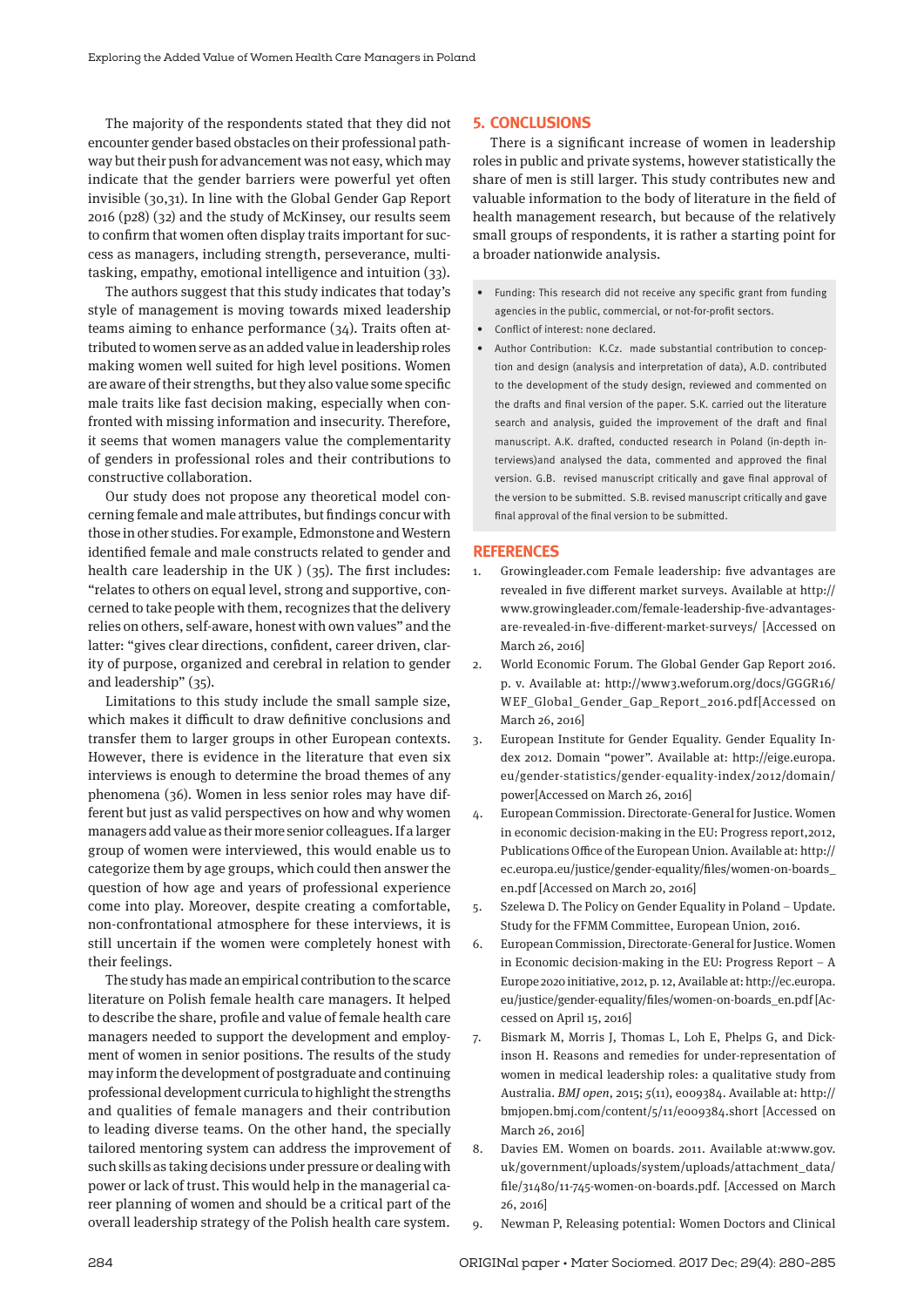The majority of the respondents stated that they did not encounter gender based obstacles on their professional pathway but their push for advancement was not easy, which may indicate that the gender barriers were powerful yet often invisible (30,31). In line with the Global Gender Gap Report 2016 (p28) (32) and the study of McKinsey, our results seem to confirm that women often display traits important for success as managers, including strength, perseverance, multitasking, empathy, emotional intelligence and intuition (33).

The authors suggest that this study indicates that today's style of management is moving towards mixed leadership teams aiming to enhance performance (34). Traits often attributed to women serve as an added value in leadership roles making women well suited for high level positions. Women are aware of their strengths, but they also value some specific male traits like fast decision making, especially when confronted with missing information and insecurity. Therefore, it seems that women managers value the complementarity of genders in professional roles and their contributions to constructive collaboration.

Our study does not propose any theoretical model concerning female and male attributes, but findings concur with those in other studies. For example, Edmonstone and Western identified female and male constructs related to gender and health care leadership in the UK ) (35). The first includes: "relates to others on equal level, strong and supportive, concerned to take people with them, recognizes that the delivery relies on others, self-aware, honest with own values" and the latter: "gives clear directions, confident, career driven, clarity of purpose, organized and cerebral in relation to gender and leadership" (35).

Limitations to this study include the small sample size, which makes it difficult to draw definitive conclusions and transfer them to larger groups in other European contexts. However, there is evidence in the literature that even six interviews is enough to determine the broad themes of any phenomena (36). Women in less senior roles may have different but just as valid perspectives on how and why women managers add value as their more senior colleagues. If a larger group of women were interviewed, this would enable us to categorize them by age groups, which could then answer the question of how age and years of professional experience come into play. Moreover, despite creating a comfortable, non-confrontational atmosphere for these interviews, it is still uncertain if the women were completely honest with their feelings.

The study has made an empirical contribution to the scarce literature on Polish female health care managers. It helped to describe the share, profile and value of female health care managers needed to support the development and employment of women in senior positions. The results of the study may inform the development of postgraduate and continuing professional development curricula to highlight the strengths and qualities of female managers and their contribution to leading diverse teams. On the other hand, the specially tailored mentoring system can address the improvement of such skills as taking decisions under pressure or dealing with power or lack of trust. This would help in the managerial career planning of women and should be a critical part of the overall leadership strategy of the Polish health care system.

## 5. CONCLUSIONS

There is a significant increase of women in leadership roles in public and private systems, however statistically the share of men is still larger. This study contributes new and valuable information to the body of literature in the field of health management research, but because of the relatively small groups of respondents, it is rather a starting point for a broader nationwide analysis.

- Funding: This research did not receive any specific grant from funding agencies in the public, commercial, or not-for-profit sectors.
- Conflict of interest: none declared.
- Author Contribution: K.Cz. made substantial contribution to conception and design (analysis and interpretation of data), A.D. contributed to the development of the study design, reviewed and commented on the drafts and final version of the paper. S.K. carried out the literature search and analysis, guided the improvement of the draft and final manuscript. A.K. drafted, conducted research in Poland (in-depth interviews)and analysed the data, commented and approved the final version. G.B. revised manuscript critically and gave final approval of the version to be submitted. S.B. revised manuscript critically and gave final approval of the final version to be submitted.

## REFERENCES

1. Growingleader.com Female leadership: five advantages are revealed in five different market surveys. Available at: http://www.growingleader.com/female-leadership-five-advantages-are-revealed-in-five-different-market-surveys/ [Accessed on March 26, 2016]
2. World Economic Forum. The Global Gender Gap Report 2016. p. v. Available at: http://www3.weforum.org/docs/GGGR16/WEF_Global_Gender_Gap_Report_2016.pdf[Accessed on March 26, 2016]
3. European Institute for Gender Equality. Gender Equality Index 2012. Domain "power". Available at: http://eige.europa.eu/gender-statistics/gender-equality-index/2012/domain/power[Accessed on March 26, 2016]
4. European Commission. Directorate-General for Justice. Women in economic decision-making in the EU: Progress report,2012, Publications Office of the European Union. Available at: http://ec.europa.eu/justice/gender-equality/files/women-on-boards_en.pdf [Accessed on March 20, 2016]
5. Szelewa D. The Policy on Gender Equality in Poland – Update. Study for the FFMM Committee, European Union, 2016.
6. European Commission, Directorate-General for Justice. Women in Economic decision-making in the EU: Progress Report – A Europe 2020 initiative, 2012, p. 12, Available at: http://ec.europa.eu/justice/gender-equality/files/women-on-boards_en.pdf [Accessed on April 15, 2016]
7. Bismark M, Morris J, Thomas L, Loh E, Phelps G, and Dickinson H. Reasons and remedies for under-representation of women in medical leadership roles: a qualitative study from Australia. *BMJ open*, 2015; *5*(11), e009384. Available at: http://bmjopen.bmj.com/content/5/11/e009384.short [Accessed on March 26, 2016]
8. Davies EM. Women on boards. 2011. Available at:www.gov.uk/government/uploads/system/uploads/attachment_data/file/31480/11-745-women-on-boards.pdf. [Accessed on March 26, 2016]
9. Newman P, Releasing potential: Women Doctors and Clinical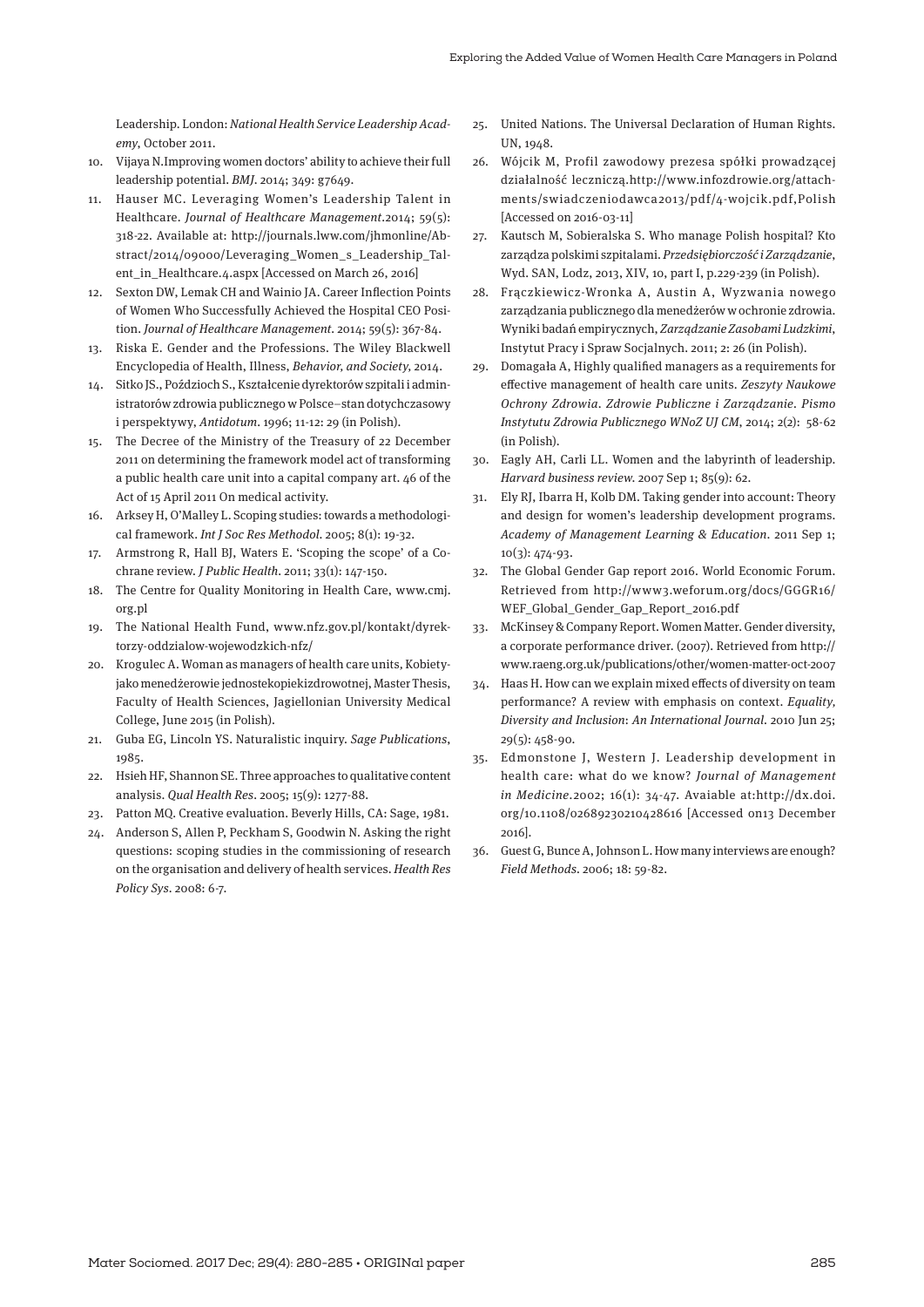Leadership. London: *National Health Service Leadership Academy*, October 2011.

10. Vijaya N.Improving women doctors' ability to achieve their full leadership potential. *BMJ*. 2014; 349: g7649.
11. Hauser MC. Leveraging Women's Leadership Talent in Healthcare. *Journal of Healthcare Management*.2014; 59(5): 318-22. Available at: http://journals.lww.com/jhmonline/Abstract/2014/09000/Leveraging_Women_s_Leadership_Talent_in_Healthcare.4.aspx [Accessed on March 26, 2016]
12. Sexton DW, Lemak CH and Wainio JA. Career Inflection Points of Women Who Successfully Achieved the Hospital CEO Position. *Journal of Healthcare Management*. 2014; 59(5): 367-84.
13. Riska E. Gender and the Professions. The Wiley Blackwell Encyclopedia of Health, Illness, *Behavior, and Society*, 2014.
14. Sitko JS., Poździoch S., Kształcenie dyrektorów szpitali i administratorów zdrowia publicznego w Polsce–stan dotychczasowy i perspektywy, *Antidotum*. 1996; 11-12: 29 (in Polish).
15. The Decree of the Ministry of the Treasury of 22 December 2011 on determining the framework model act of transforming a public health care unit into a capital company art. 46 of the Act of 15 April 2011 On medical activity.
16. Arksey H, O'Malley L. Scoping studies: towards a methodological framework. *Int J Soc Res Methodol*. 2005; 8(1): 19-32.
17. Armstrong R, Hall BJ, Waters E. 'Scoping the scope' of a Cochrane review. *J Public Health*. 2011; 33(1): 147-150.
18. The Centre for Quality Monitoring in Health Care, www.cmj.org.pl
19. The National Health Fund, www.nfz.gov.pl/kontakt/dyrektorzy-oddzialow-wojewodzkich-nfz/
20. Krogulec A. Woman as managers of health care units, Kobietyjako menedżerowie jednostekopiekizdrowotnej, Master Thesis, Faculty of Health Sciences, Jagiellonian University Medical College, June 2015 (in Polish).
21. Guba EG, Lincoln YS. Naturalistic inquiry. *Sage Publications*, 1985.
22. Hsieh HF, Shannon SE. Three approaches to qualitative content analysis. *Qual Health Res*. 2005; 15(9): 1277-88.
23. Patton MQ. Creative evaluation. Beverly Hills, CA: Sage, 1981.
24. Anderson S, Allen P, Peckham S, Goodwin N. Asking the right questions: scoping studies in the commissioning of research on the organisation and delivery of health services. *Health Res Policy Sys*. 2008: 6-7.
25. United Nations. The Universal Declaration of Human Rights. UN, 1948.
26. Wójcik M, Profil zawodowy prezesa spółki prowadzącej działalność leczniczą.http://www.infozdrowie.org/attachments/swiadczeniodawca2013/pdf/4-wojcik.pdf,Polish [Accessed on 2016-03-11]
27. Kautsch M, Sobieralska S. Who manage Polish hospital? Kto zarządza polskimi szpitalami. *Przedsiębiorczość i Zarządzanie*, Wyd. SAN, Lodz, 2013, XIV, 10, part I, p.229-239 (in Polish).
28. Frączkiewicz-Wronka A, Austin A, Wyzwania nowego zarządzania publicznego dla menedżerów w ochronie zdrowia. Wyniki badań empirycznych, *Zarządzanie Zasobami Ludzkimi*, Instytut Pracy i Spraw Socjalnych. 2011; 2: 26 (in Polish).
29. Domagała A, Highly qualified managers as a requirements for effective management of health care units. *Zeszyty Naukowe Ochrony Zdrowia. Zdrowie Publiczne i Zarządzanie. Pismo Instytutu Zdrowia Publicznego WNoZ UJ CM*, 2014; 2(2): 58-62 (in Polish).
30. Eagly AH, Carli LL. Women and the labyrinth of leadership. *Harvard business review*. 2007 Sep 1; 85(9): 62.
31. Ely RJ, Ibarra H, Kolb DM. Taking gender into account: Theory and design for women's leadership development programs. *Academy of Management Learning & Education*. 2011 Sep 1; 10(3): 474-93.
32. The Global Gender Gap report 2016. World Economic Forum. Retrieved from http://www3.weforum.org/docs/GGGR16/WEF_Global_Gender_Gap_Report_2016.pdf
33. McKinsey & Company Report. Women Matter. Gender diversity, a corporate performance driver. (2007). Retrieved from http://www.raeng.org.uk/publications/other/women-matter-oct-2007
34. Haas H. How can we explain mixed effects of diversity on team performance? A review with emphasis on context. *Equality, Diversity and Inclusion: An International Journal*. 2010 Jun 25; 29(5): 458-90.
35. Edmonstone J, Western J. Leadership development in health care: what do we know? *Journal of Management in Medicine*.2002; 16(1): 34-47. Avaiable at:http://dx.doi.org/10.1108/02689230210428616 [Accessed on13 December 2016].
36. Guest G, Bunce A, Johnson L. How many interviews are enough? *Field Methods*. 2006; 18: 59-82.